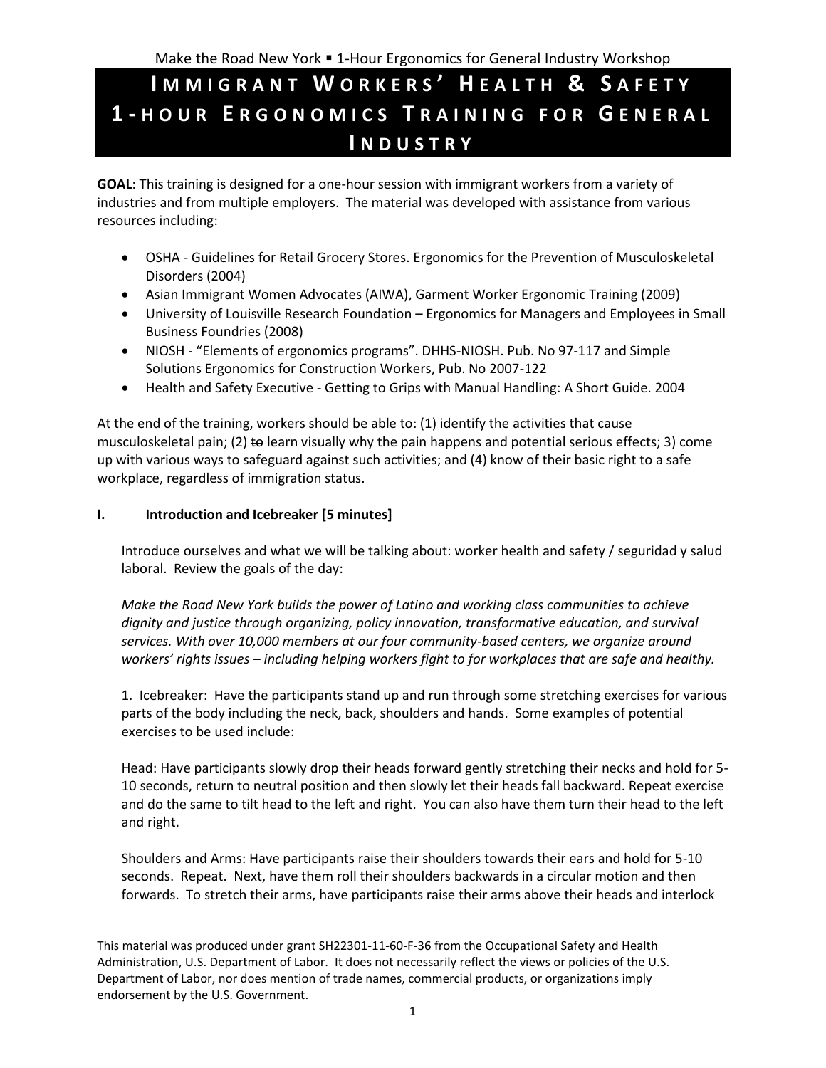# Immigrant Workers' Health & Safety 1-hour Ergonomics Training for General Industry

**GOAL**: This training is designed for a one-hour session with immigrant workers from a variety of industries and from multiple employers. The material was developed with assistance from various resources including:

- OSHA - Guidelines for Retail Grocery Stores. Ergonomics for the Prevention of Musculoskeletal Disorders (2004)
- Asian Immigrant Women Advocates (AIWA), Garment Worker Ergonomic Training (2009)
- University of Louisville Research Foundation – Ergonomics for Managers and Employees in Small Business Foundries (2008)
- NIOSH - "Elements of ergonomics programs". DHHS-NIOSH. Pub. No 97-117 and Simple Solutions Ergonomics for Construction Workers, Pub. No 2007-122
- Health and Safety Executive - Getting to Grips with Manual Handling: A Short Guide. 2004

At the end of the training, workers should be able to: (1) identify the activities that cause musculoskeletal pain; (2) ~~to~~ learn visually why the pain happens and potential serious effects; 3) come up with various ways to safeguard against such activities; and (4) know of their basic right to a safe workplace, regardless of immigration status.

## I. Introduction and Icebreaker [5 minutes]

Introduce ourselves and what we will be talking about: worker health and safety / seguridad y salud laboral. Review the goals of the day:

*Make the Road New York builds the power of Latino and working class communities to achieve dignity and justice through organizing, policy innovation, transformative education, and survival services. With over 10,000 members at our four community-based centers, we organize around workers' rights issues – including helping workers fight to for workplaces that are safe and healthy.*

1. Icebreaker: Have the participants stand up and run through some stretching exercises for various parts of the body including the neck, back, shoulders and hands. Some examples of potential exercises to be used include:

Head: Have participants slowly drop their heads forward gently stretching their necks and hold for 5-10 seconds, return to neutral position and then slowly let their heads fall backward. Repeat exercise and do the same to tilt head to the left and right. You can also have them turn their head to the left and right.

Shoulders and Arms: Have participants raise their shoulders towards their ears and hold for 5-10 seconds. Repeat. Next, have them roll their shoulders backwards in a circular motion and then forwards. To stretch their arms, have participants raise their arms above their heads and interlock

This material was produced under grant SH22301-11-60-F-36 from the Occupational Safety and Health Administration, U.S. Department of Labor. It does not necessarily reflect the views or policies of the U.S. Department of Labor, nor does mention of trade names, commercial products, or organizations imply endorsement by the U.S. Government.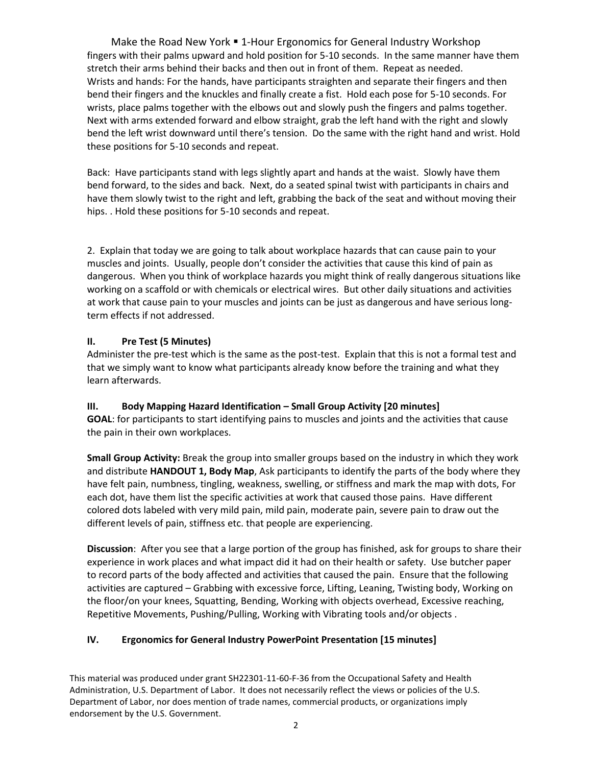fingers with their palms upward and hold position for 5-10 seconds. In the same manner have them stretch their arms behind their backs and then out in front of them. Repeat as needed.
Wrists and hands: For the hands, have participants straighten and separate their fingers and then bend their fingers and the knuckles and finally create a fist. Hold each pose for 5-10 seconds. For wrists, place palms together with the elbows out and slowly push the fingers and palms together. Next with arms extended forward and elbow straight, grab the left hand with the right and slowly bend the left wrist downward until there's tension. Do the same with the right hand and wrist. Hold these positions for 5-10 seconds and repeat.

Back: Have participants stand with legs slightly apart and hands at the waist. Slowly have them bend forward, to the sides and back. Next, do a seated spinal twist with participants in chairs and have them slowly twist to the right and left, grabbing the back of the seat and without moving their hips. . Hold these positions for 5-10 seconds and repeat.

2. Explain that today we are going to talk about workplace hazards that can cause pain to your muscles and joints. Usually, people don't consider the activities that cause this kind of pain as dangerous. When you think of workplace hazards you might think of really dangerous situations like working on a scaffold or with chemicals or electrical wires. But other daily situations and activities at work that cause pain to your muscles and joints can be just as dangerous and have serious long-term effects if not addressed.

## II. Pre Test (5 Minutes)

Administer the pre-test which is the same as the post-test. Explain that this is not a formal test and that we simply want to know what participants already know before the training and what they learn afterwards.

## III. Body Mapping Hazard Identification – Small Group Activity [20 minutes]

**GOAL**: for participants to start identifying pains to muscles and joints and the activities that cause the pain in their own workplaces.

**Small Group Activity:** Break the group into smaller groups based on the industry in which they work and distribute **HANDOUT 1, Body Map**, Ask participants to identify the parts of the body where they have felt pain, numbness, tingling, weakness, swelling, or stiffness and mark the map with dots, For each dot, have them list the specific activities at work that caused those pains. Have different colored dots labeled with very mild pain, mild pain, moderate pain, severe pain to draw out the different levels of pain, stiffness etc. that people are experiencing.

**Discussion**: After you see that a large portion of the group has finished, ask for groups to share their experience in work places and what impact did it had on their health or safety. Use butcher paper to record parts of the body affected and activities that caused the pain. Ensure that the following activities are captured – Grabbing with excessive force, Lifting, Leaning, Twisting body, Working on the floor/on your knees, Squatting, Bending, Working with objects overhead, Excessive reaching, Repetitive Movements, Pushing/Pulling, Working with Vibrating tools and/or objects .

## IV. Ergonomics for General Industry PowerPoint Presentation [15 minutes]

This material was produced under grant SH22301-11-60-F-36 from the Occupational Safety and Health Administration, U.S. Department of Labor. It does not necessarily reflect the views or policies of the U.S. Department of Labor, nor does mention of trade names, commercial products, or organizations imply endorsement by the U.S. Government.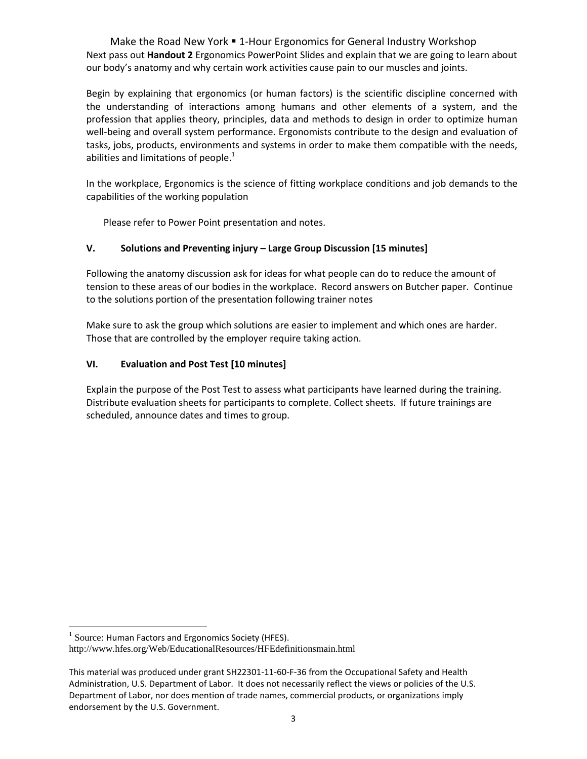Next pass out **Handout 2** Ergonomics PowerPoint Slides and explain that we are going to learn about our body's anatomy and why certain work activities cause pain to our muscles and joints.

Begin by explaining that ergonomics (or human factors) is the scientific discipline concerned with the understanding of interactions among humans and other elements of a system, and the profession that applies theory, principles, data and methods to design in order to optimize human well-being and overall system performance. Ergonomists contribute to the design and evaluation of tasks, jobs, products, environments and systems in order to make them compatible with the needs, abilities and limitations of people.[1]

In the workplace, Ergonomics is the science of fitting workplace conditions and job demands to the capabilities of the working population

Please refer to Power Point presentation and notes.

### V. Solutions and Preventing injury – Large Group Discussion [15 minutes]

Following the anatomy discussion ask for ideas for what people can do to reduce the amount of tension to these areas of our bodies in the workplace. Record answers on Butcher paper. Continue to the solutions portion of the presentation following trainer notes

Make sure to ask the group which solutions are easier to implement and which ones are harder. Those that are controlled by the employer require taking action.

### VI. Evaluation and Post Test [10 minutes]

Explain the purpose of the Post Test to assess what participants have learned during the training. Distribute evaluation sheets for participants to complete. Collect sheets. If future trainings are scheduled, announce dates and times to group.

---

[1] Source: Human Factors and Ergonomics Society (HFES). http://www.hfes.org/Web/EducationalResources/HFEdefinitionsmain.html

This material was produced under grant SH22301-11-60-F-36 from the Occupational Safety and Health Administration, U.S. Department of Labor. It does not necessarily reflect the views or policies of the U.S. Department of Labor, nor does mention of trade names, commercial products, or organizations imply endorsement by the U.S. Government.